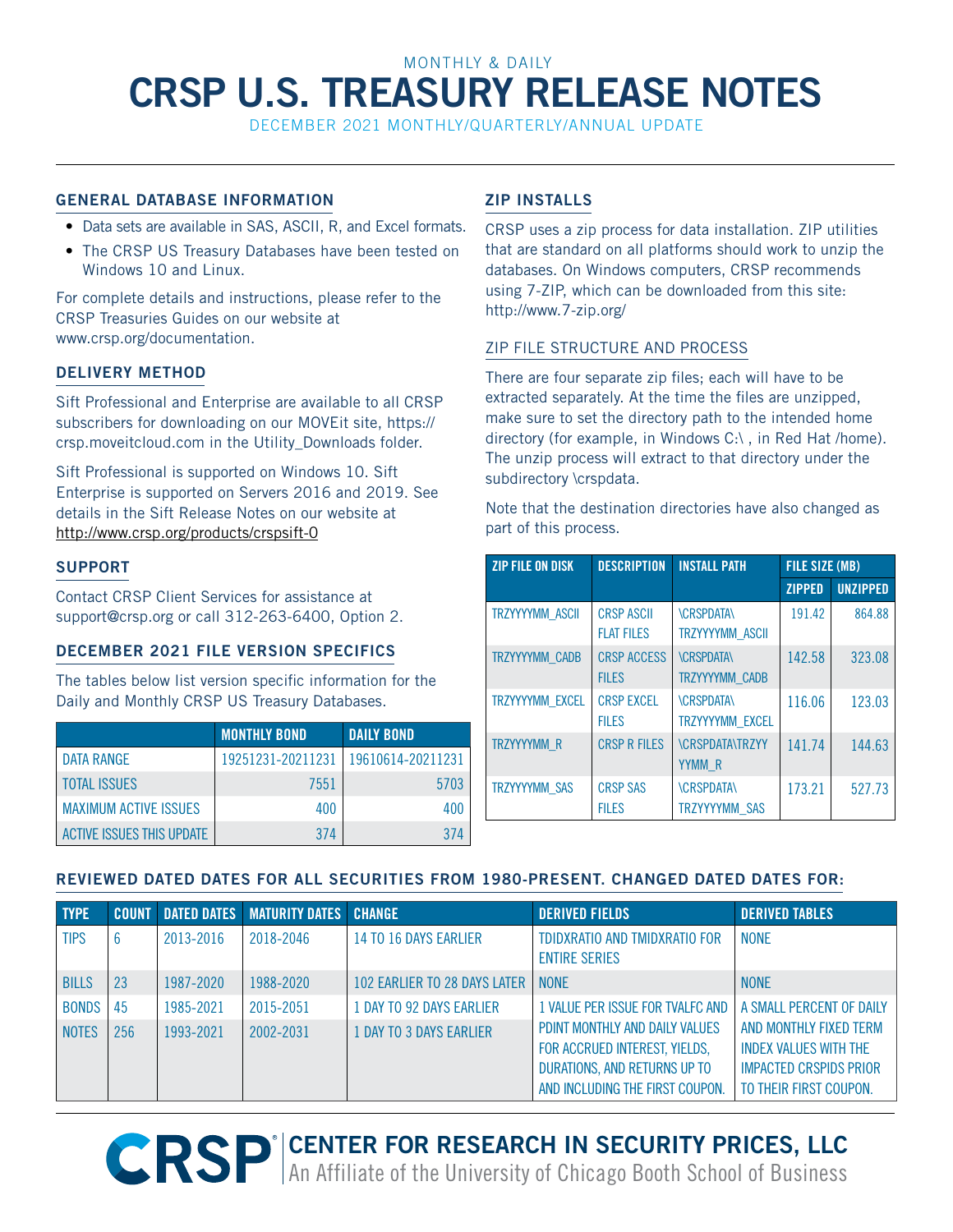MONTHLY & DAILY

# CRSP U.S. TREASURY RELEASE NOTES

DECEMBER 2021 MONTHLY/QUARTERLY/ANNUAL UPDATE

## GENERAL DATABASE INFORMATION

- Data sets are available in SAS, ASCII, R, and Excel formats.
- The CRSP US Treasury Databases have been tested on Windows 10 and Linux.

For complete details and instructions, please refer to the CRSP Treasuries Guides on our website at www.crsp.org/documentation.

## DELIVERY METHOD

Sift Professional and Enterprise are available to all CRSP subscribers for downloading on our MOVEit site, https://crsp.moveitcloud.com in the Utility_Downloads folder.

Sift Professional is supported on Windows 10. Sift Enterprise is supported on Servers 2016 and 2019. See details in the Sift Release Notes on our website at http://www.crsp.org/products/crspsift-0

## SUPPORT

Contact CRSP Client Services for assistance at support@crsp.org or call 312-263-6400, Option 2.

## DECEMBER 2021 FILE VERSION SPECIFICS

The tables below list version specific information for the Daily and Monthly CRSP US Treasury Databases.

| | MONTHLY BOND | DAILY BOND |
|---|---|---|
| DATA RANGE | 19251231-20211231 | 19610614-20211231 |
| TOTAL ISSUES | 7551 | 5703 |
| MAXIMUM ACTIVE ISSUES | 400 | 400 |
| ACTIVE ISSUES THIS UPDATE | 374 | 374 |

## ZIP INSTALLS

CRSP uses a zip process for data installation. ZIP utilities that are standard on all platforms should work to unzip the databases. On Windows computers, CRSP recommends using 7-ZIP, which can be downloaded from this site: http://www.7-zip.org/

### ZIP FILE STRUCTURE AND PROCESS

There are four separate zip files; each will have to be extracted separately. At the time the files are unzipped, make sure to set the directory path to the intended home directory (for example, in Windows C:\ , in Red Hat /home). The unzip process will extract to that directory under the subdirectory \crspdata.

Note that the destination directories have also changed as part of this process.

| ZIP FILE ON DISK | DESCRIPTION | INSTALL PATH | FILE SIZE (MB) | |
|---|---|---|---|---|
| | | | ZIPPED | UNZIPPED |
| TRZYYYYMM_ASCII | CRSP ASCII FLAT FILES | \CRSPDATA\TRZYYYYMM_ASCII | 191.42 | 864.88 |
| TRZYYYYMM_CADB | CRSP ACCESS FILES | \CRSPDATA\TRZYYYYMM_CADB | 142.58 | 323.08 |
| TRZYYYYMM_EXCEL | CRSP EXCEL FILES | \CRSPDATA\TRZYYYYMM_EXCEL | 116.06 | 123.03 |
| TRZYYYYMM_R | CRSP R FILES | \CRSPDATA\TRZYYYYMM_R | 141.74 | 144.63 |
| TRZYYYYMM_SAS | CRSP SAS FILES | \CRSPDATA\TRZYYYYMM_SAS | 173.21 | 527.73 |

## REVIEWED DATED DATES FOR ALL SECURITIES FROM 1980-PRESENT. CHANGED DATED DATES FOR:

| TYPE | COUNT | DATED DATES | MATURITY DATES | CHANGE | DERIVED FIELDS | DERIVED TABLES |
|---|---|---|---|---|---|---|
| TIPS | 6 | 2013-2016 | 2018-2046 | 14 TO 16 DAYS EARLIER | TDIDXRATIO AND TMIDXRATIO FOR ENTIRE SERIES | NONE |
| BILLS | 23 | 1987-2020 | 1988-2020 | 102 EARLIER TO 28 DAYS LATER | NONE | NONE |
| BONDS | 45 | 1985-2021 | 2015-2051 | 1 DAY TO 92 DAYS EARLIER | 1 VALUE PER ISSUE FOR TVALFC AND PDINT MONTHLY AND DAILY VALUES FOR ACCRUED INTEREST, YIELDS, DURATIONS, AND RETURNS UP TO AND INCLUDING THE FIRST COUPON. | A SMALL PERCENT OF DAILY AND MONTHLY FIXED TERM INDEX VALUES WITH THE IMPACTED CRSPIDS PRIOR TO THEIR FIRST COUPON. |
| NOTES | 256 | 1993-2021 | 2002-2031 | 1 DAY TO 3 DAYS EARLIER | | |

**CRSP CENTER FOR RESEARCH IN SECURITY PRICES, LLC**
An Affiliate of the University of Chicago Booth School of Business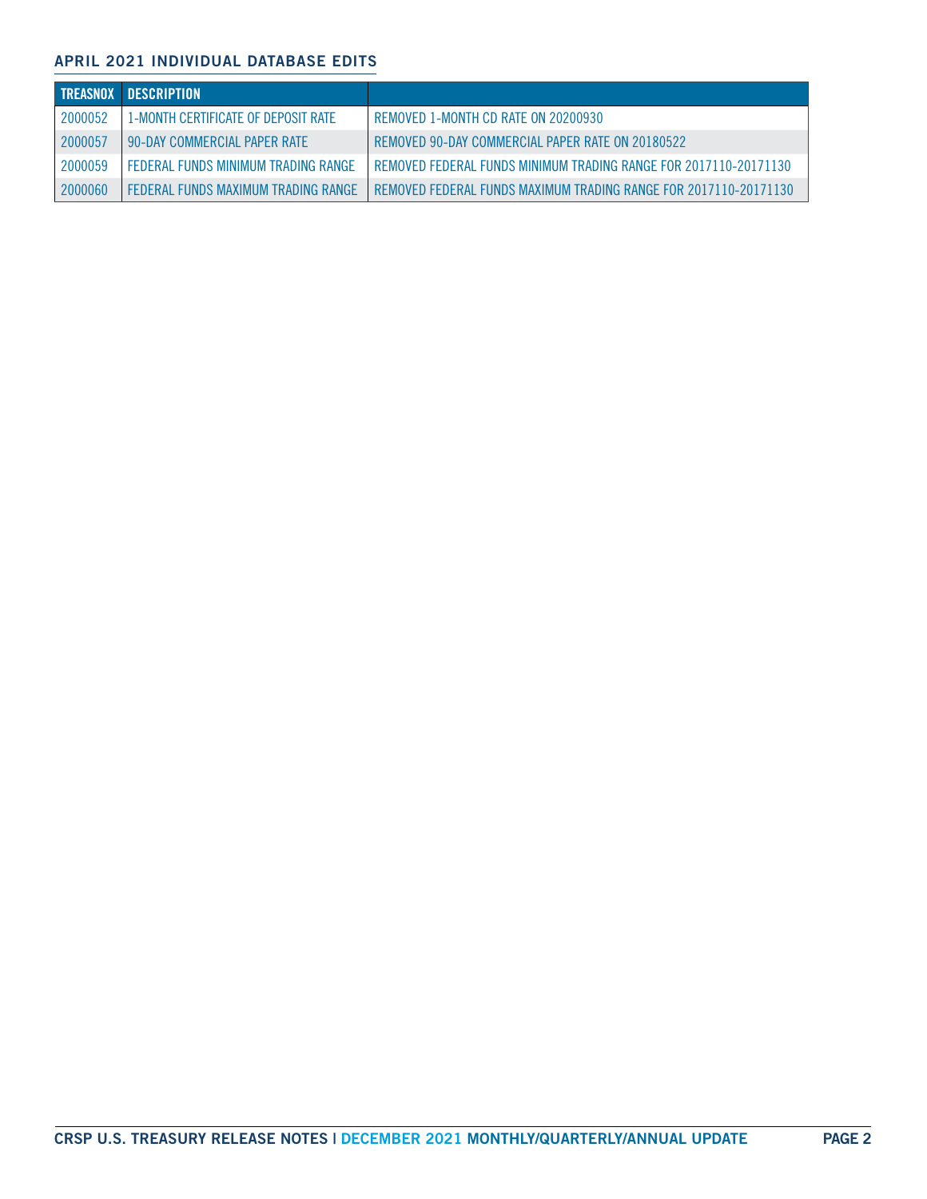## APRIL 2021 INDIVIDUAL DATABASE EDITS

| TREASNOX | DESCRIPTION | |
|---|---|---|
| 2000052 | 1-MONTH CERTIFICATE OF DEPOSIT RATE | REMOVED 1-MONTH CD RATE ON 20200930 |
| 2000057 | 90-DAY COMMERCIAL PAPER RATE | REMOVED 90-DAY COMMERCIAL PAPER RATE ON 20180522 |
| 2000059 | FEDERAL FUNDS MINIMUM TRADING RANGE | REMOVED FEDERAL FUNDS MINIMUM TRADING RANGE FOR 2017110-20171130 |
| 2000060 | FEDERAL FUNDS MAXIMUM TRADING RANGE | REMOVED FEDERAL FUNDS MAXIMUM TRADING RANGE FOR 2017110-20171130 |